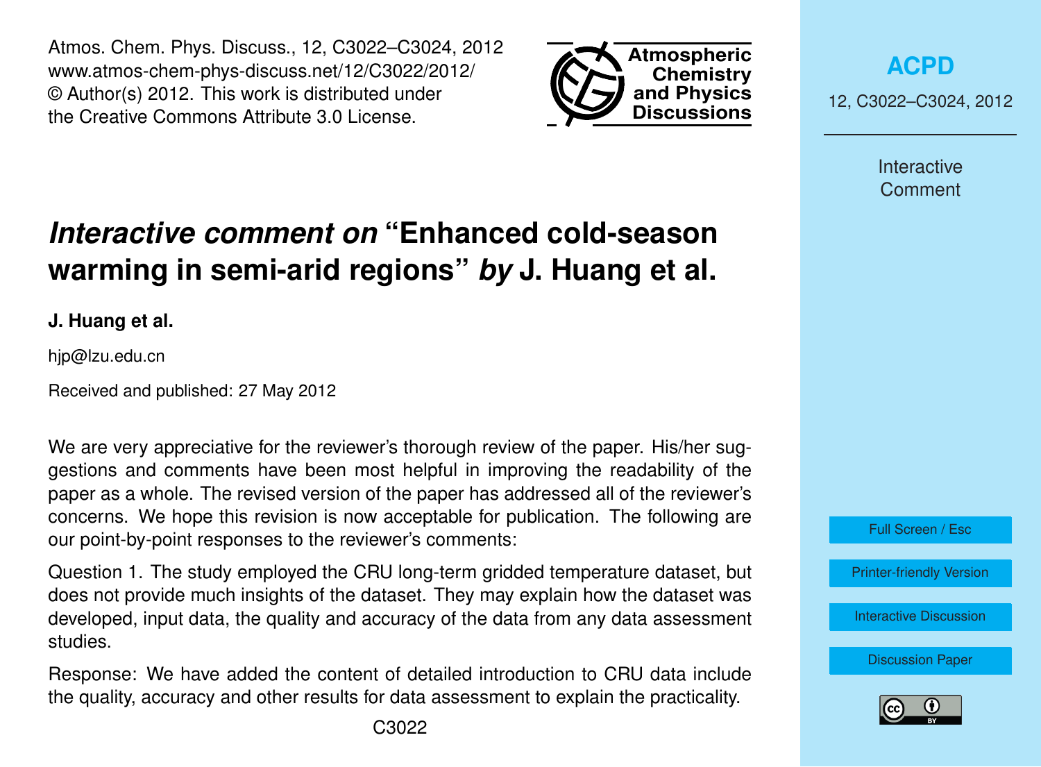# *Interactive comment on* "Enhanced cold-season warming in semi-arid regions" *by* J. Huang et al.

**J. Huang et al.**

hjp@lzu.edu.cn

Received and published: 27 May 2012

We are very appreciative for the reviewer's thorough review of the paper. His/her suggestions and comments have been most helpful in improving the readability of the paper as a whole. The revised version of the paper has addressed all of the reviewer's concerns. We hope this revision is now acceptable for publication. The following are our point-by-point responses to the reviewer's comments:

Question 1. The study employed the CRU long-term gridded temperature dataset, but does not provide much insights of the dataset. They may explain how the dataset was developed, input data, the quality and accuracy of the data from any data assessment studies.

Response: We have added the content of detailed introduction to CRU data include the quality, accuracy and other results for data assessment to explain the practicality.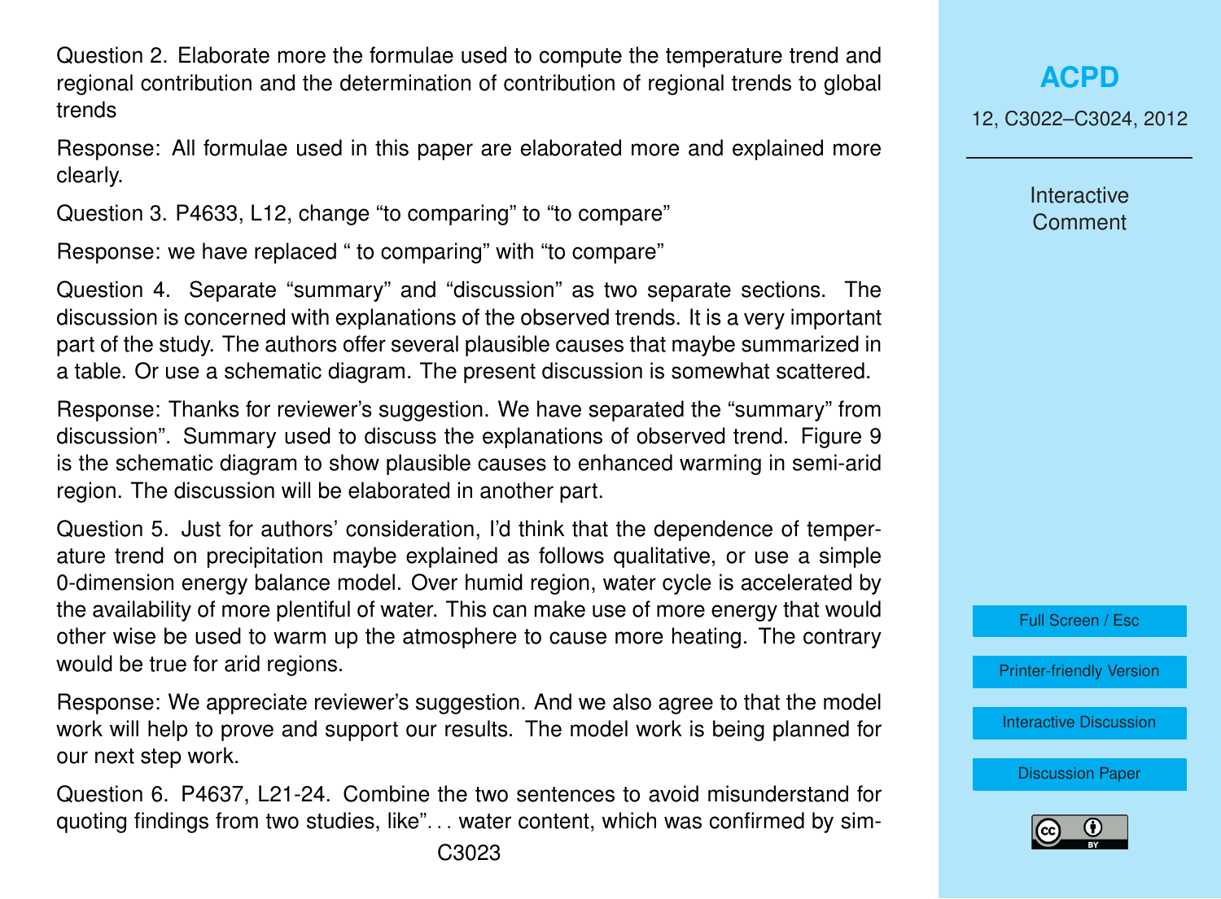Question 2. Elaborate more the formulae used to compute the temperature trend and regional contribution and the determination of contribution of regional trends to global trends

Response: All formulae used in this paper are elaborated more and explained more clearly.

Question 3. P4633, L12, change "to comparing" to "to compare"

Response: we have replaced " to comparing" with "to compare"

Question 4. Separate "summary" and "discussion" as two separate sections. The discussion is concerned with explanations of the observed trends. It is a very important part of the study. The authors offer several plausible causes that maybe summarized in a table. Or use a schematic diagram. The present discussion is somewhat scattered.

Response: Thanks for reviewer's suggestion. We have separated the "summary" from discussion". Summary used to discuss the explanations of observed trend. Figure 9 is the schematic diagram to show plausible causes to enhanced warming in semi-arid region. The discussion will be elaborated in another part.

Question 5. Just for authors' consideration, I'd think that the dependence of temperature trend on precipitation maybe explained as follows qualitative, or use a simple 0-dimension energy balance model. Over humid region, water cycle is accelerated by the availability of more plentiful of water. This can make use of more energy that would other wise be used to warm up the atmosphere to cause more heating. The contrary would be true for arid regions.

Response: We appreciate reviewer's suggestion. And we also agree to that the model work will help to prove and support our results. The model work is being planned for our next step work.

Question 6. P4637, L21-24. Combine the two sentences to avoid misunderstand for quoting findings from two studies, like"... water content, which was confirmed by sim-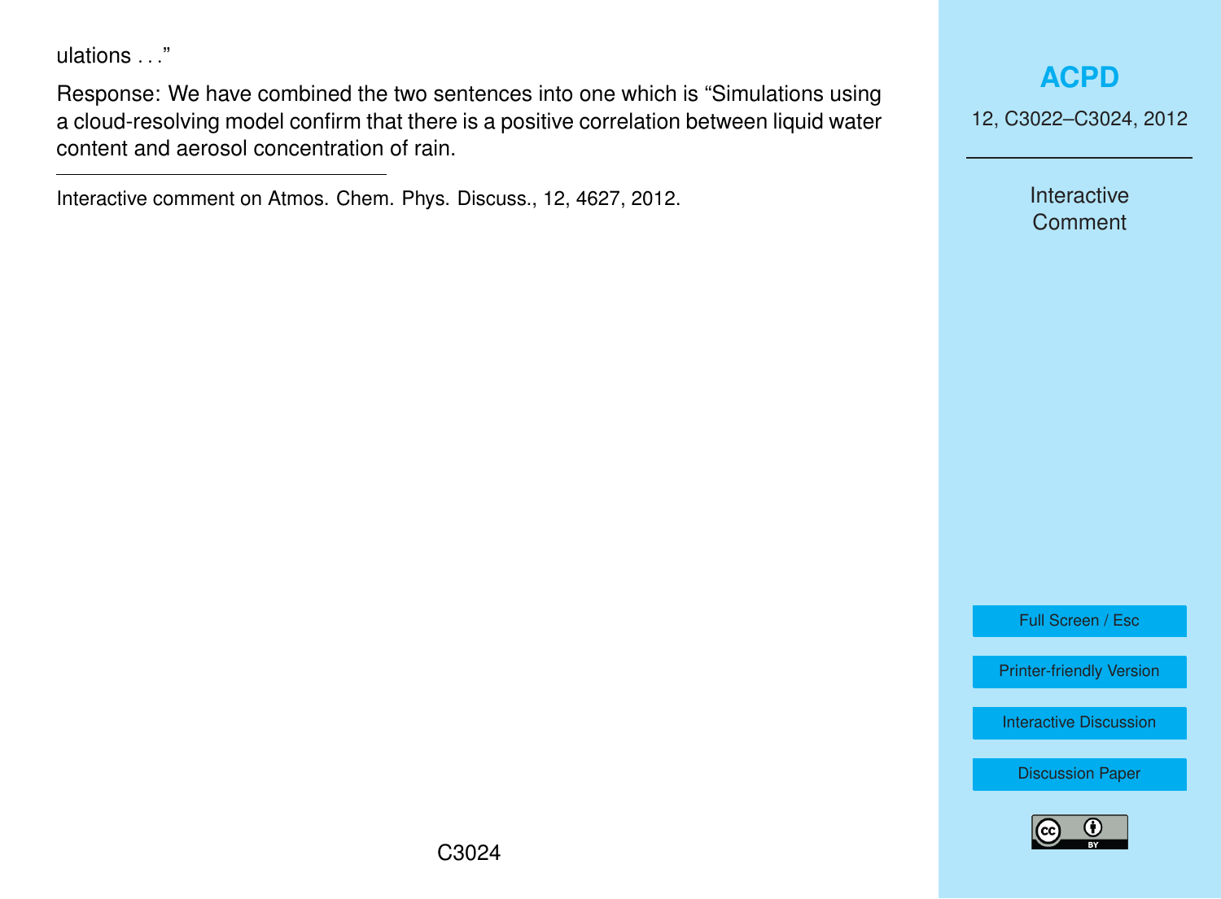ulations . . ."

Response: We have combined the two sentences into one which is "Simulations using a cloud-resolving model confirm that there is a positive correlation between liquid water content and aerosol concentration of rain.

---

Interactive comment on Atmos. Chem. Phys. Discuss., 12, 4627, 2012.